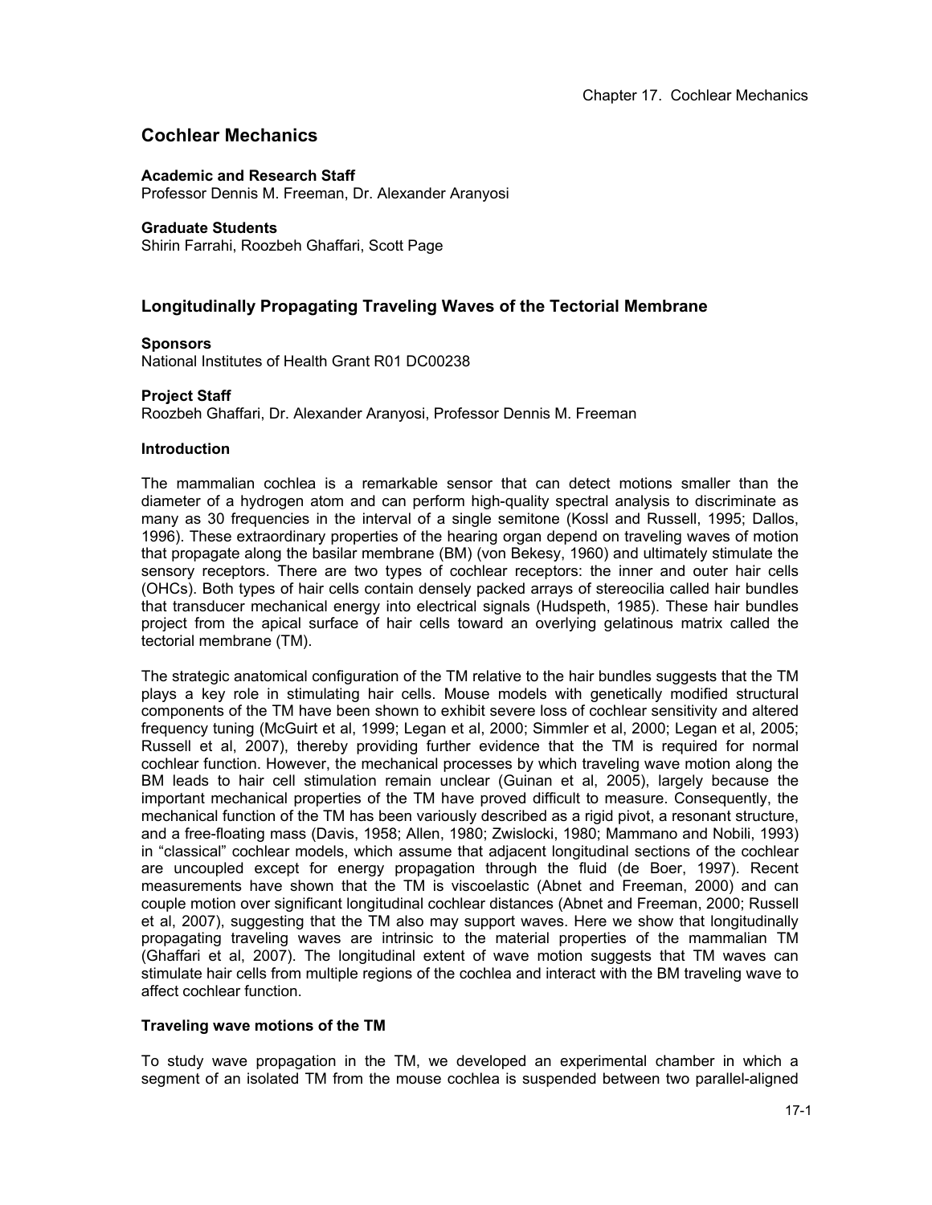# Cochlear Mechanics

**Academic and Research Staff**
Professor Dennis M. Freeman, Dr. Alexander Aranyosi

**Graduate Students**
Shirin Farrahi, Roozbeh Ghaffari, Scott Page

## Longitudinally Propagating Traveling Waves of the Tectorial Membrane

**Sponsors**
National Institutes of Health Grant R01 DC00238

**Project Staff**
Roozbeh Ghaffari, Dr. Alexander Aranyosi, Professor Dennis M. Freeman

### Introduction

The mammalian cochlea is a remarkable sensor that can detect motions smaller than the diameter of a hydrogen atom and can perform high-quality spectral analysis to discriminate as many as 30 frequencies in the interval of a single semitone (Kossl and Russell, 1995; Dallos, 1996). These extraordinary properties of the hearing organ depend on traveling waves of motion that propagate along the basilar membrane (BM) (von Bekesy, 1960) and ultimately stimulate the sensory receptors. There are two types of cochlear receptors: the inner and outer hair cells (OHCs). Both types of hair cells contain densely packed arrays of stereocilia called hair bundles that transducer mechanical energy into electrical signals (Hudspeth, 1985). These hair bundles project from the apical surface of hair cells toward an overlying gelatinous matrix called the tectorial membrane (TM).

The strategic anatomical configuration of the TM relative to the hair bundles suggests that the TM plays a key role in stimulating hair cells. Mouse models with genetically modified structural components of the TM have been shown to exhibit severe loss of cochlear sensitivity and altered frequency tuning (McGuirt et al, 1999; Legan et al, 2000; Simmler et al, 2000; Legan et al, 2005; Russell et al, 2007), thereby providing further evidence that the TM is required for normal cochlear function. However, the mechanical processes by which traveling wave motion along the BM leads to hair cell stimulation remain unclear (Guinan et al, 2005), largely because the important mechanical properties of the TM have proved difficult to measure. Consequently, the mechanical function of the TM has been variously described as a rigid pivot, a resonant structure, and a free-floating mass (Davis, 1958; Allen, 1980; Zwislocki, 1980; Mammano and Nobili, 1993) in "classical" cochlear models, which assume that adjacent longitudinal sections of the cochlear are uncoupled except for energy propagation through the fluid (de Boer, 1997). Recent measurements have shown that the TM is viscoelastic (Abnet and Freeman, 2000) and can couple motion over significant longitudinal cochlear distances (Abnet and Freeman, 2000; Russell et al, 2007), suggesting that the TM also may support waves. Here we show that longitudinally propagating traveling waves are intrinsic to the material properties of the mammalian TM (Ghaffari et al, 2007). The longitudinal extent of wave motion suggests that TM waves can stimulate hair cells from multiple regions of the cochlea and interact with the BM traveling wave to affect cochlear function.

### Traveling wave motions of the TM

To study wave propagation in the TM, we developed an experimental chamber in which a segment of an isolated TM from the mouse cochlea is suspended between two parallel-aligned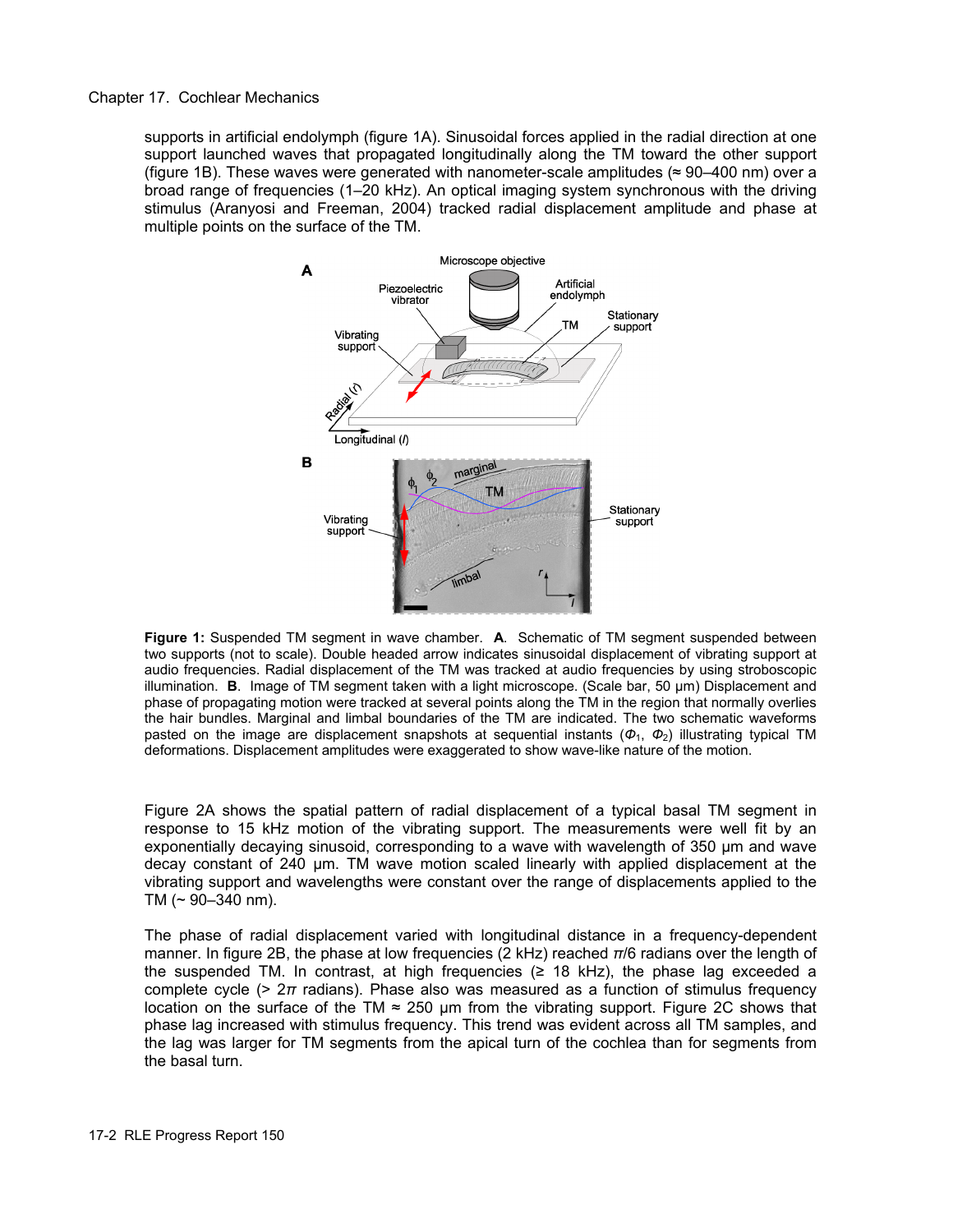supports in artificial endolymph (figure 1A). Sinusoidal forces applied in the radial direction at one support launched waves that propagated longitudinally along the TM toward the other support (figure 1B). These waves were generated with nanometer-scale amplitudes (≈ 90–400 nm) over a broad range of frequencies (1–20 kHz). An optical imaging system synchronous with the driving stimulus (Aranyosi and Freeman, 2004) tracked radial displacement amplitude and phase at multiple points on the surface of the TM.

**Figure 1:** Suspended TM segment in wave chamber. **A**. Schematic of TM segment suspended between two supports (not to scale). Double headed arrow indicates sinusoidal displacement of vibrating support at audio frequencies. Radial displacement of the TM was tracked at audio frequencies by using stroboscopic illumination. **B**. Image of TM segment taken with a light microscope. (Scale bar, 50 μm) Displacement and phase of propagating motion were tracked at several points along the TM in the region that normally overlies the hair bundles. Marginal and limbal boundaries of the TM are indicated. The two schematic waveforms pasted on the image are displacement snapshots at sequential instants ($\Phi_1$, $\Phi_2$) illustrating typical TM deformations. Displacement amplitudes were exaggerated to show wave-like nature of the motion.

Figure 2A shows the spatial pattern of radial displacement of a typical basal TM segment in response to 15 kHz motion of the vibrating support. The measurements were well fit by an exponentially decaying sinusoid, corresponding to a wave with wavelength of 350 μm and wave decay constant of 240 μm. TM wave motion scaled linearly with applied displacement at the vibrating support and wavelengths were constant over the range of displacements applied to the TM (~ 90–340 nm).

The phase of radial displacement varied with longitudinal distance in a frequency-dependent manner. In figure 2B, the phase at low frequencies (2 kHz) reached $\pi/6$ radians over the length of the suspended TM. In contrast, at high frequencies (≥ 18 kHz), the phase lag exceeded a complete cycle (> $2\pi$ radians). Phase also was measured as a function of stimulus frequency location on the surface of the TM ≈ 250 μm from the vibrating support. Figure 2C shows that phase lag increased with stimulus frequency. This trend was evident across all TM samples, and the lag was larger for TM segments from the apical turn of the cochlea than for segments from the basal turn.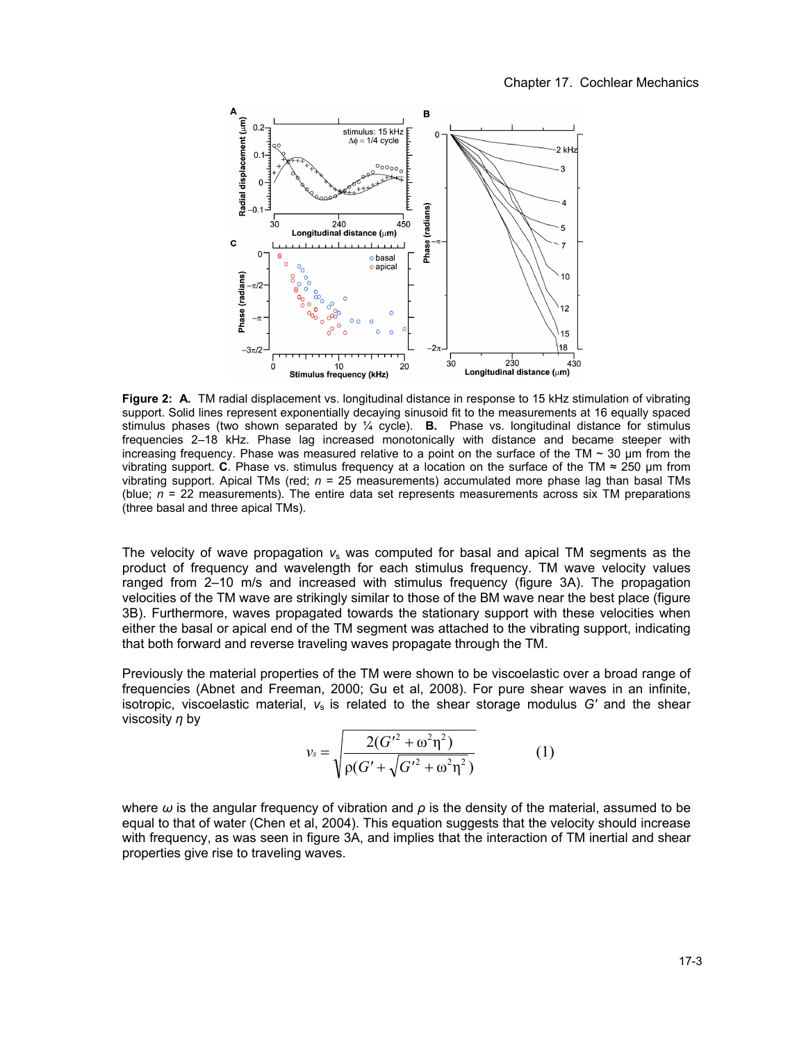**Figure 2: A.** TM radial displacement vs. longitudinal distance in response to 15 kHz stimulation of vibrating support. Solid lines represent exponentially decaying sinusoid fit to the measurements at 16 equally spaced stimulus phases (two shown separated by ¼ cycle). **B.** Phase vs. longitudinal distance for stimulus frequencies 2–18 kHz. Phase lag increased monotonically with distance and became steeper with increasing frequency. Phase was measured relative to a point on the surface of the TM ~ 30 μm from the vibrating support. **C**. Phase vs. stimulus frequency at a location on the surface of the TM ≈ 250 μm from vibrating support. Apical TMs (red; $n$ = 25 measurements) accumulated more phase lag than basal TMs (blue; $n$ = 22 measurements). The entire data set represents measurements across six TM preparations (three basal and three apical TMs).

The velocity of wave propagation $v_s$ was computed for basal and apical TM segments as the product of frequency and wavelength for each stimulus frequency. TM wave velocity values ranged from 2–10 m/s and increased with stimulus frequency (figure 3A). The propagation velocities of the TM wave are strikingly similar to those of the BM wave near the best place (figure 3B). Furthermore, waves propagated towards the stationary support with these velocities when either the basal or apical end of the TM segment was attached to the vibrating support, indicating that both forward and reverse traveling waves propagate through the TM.

Previously the material properties of the TM were shown to be viscoelastic over a broad range of frequencies (Abnet and Freeman, 2000; Gu et al, 2008). For pure shear waves in an infinite, isotropic, viscoelastic material, $v_s$ is related to the shear storage modulus $G'$ and the shear viscosity $\eta$ by

$$v_s = \sqrt{\frac{2(G'^2 + \omega^2\eta^2)}{\rho(G' + \sqrt{G'^2 + \omega^2\eta^2})}} \qquad (1)$$

where $\omega$ is the angular frequency of vibration and $\rho$ is the density of the material, assumed to be equal to that of water (Chen et al, 2004). This equation suggests that the velocity should increase with frequency, as was seen in figure 3A, and implies that the interaction of TM inertial and shear properties give rise to traveling waves.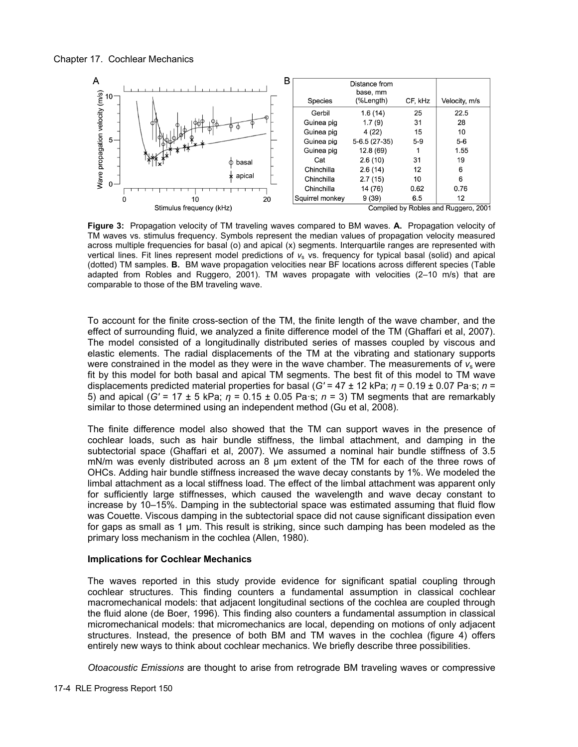| Species | Distance from base, mm (%Length) | CF, kHz | Velocity, m/s |
|---|---|---|---|
| Gerbil | 1.6 (14) | 25 | 22.5 |
| Guinea pig | 1.7 (9) | 31 | 28 |
| Guinea pig | 4 (22) | 15 | 10 |
| Guinea pig | 5-6.5 (27-35) | 5-9 | 5-6 |
| Guinea pig | 12.8 (69) | 1 | 1.55 |
| Cat | 2.6 (10) | 31 | 19 |
| Chinchilla | 2.6 (14) | 12 | 6 |
| Chinchilla | 2.7 (15) | 10 | 6 |
| Chinchilla | 14 (76) | 0.62 | 0.76 |
| Squirrel monkey | 9 (39) | 6.5 | 12 |

Compiled by Robles and Ruggero, 2001

**Figure 3:** Propagation velocity of TM traveling waves compared to BM waves. **A.** Propagation velocity of TM waves vs. stimulus frequency. Symbols represent the median values of propagation velocity measured across multiple frequencies for basal (o) and apical (x) segments. Interquartile ranges are represented with vertical lines. Fit lines represent model predictions of $v_s$ vs. frequency for typical basal (solid) and apical (dotted) TM samples. **B.** BM wave propagation velocities near BF locations across different species (Table adapted from Robles and Ruggero, 2001). TM waves propagate with velocities (2–10 m/s) that are comparable to those of the BM traveling wave.

To account for the finite cross-section of the TM, the finite length of the wave chamber, and the effect of surrounding fluid, we analyzed a finite difference model of the TM (Ghaffari et al, 2007). The model consisted of a longitudinally distributed series of masses coupled by viscous and elastic elements. The radial displacements of the TM at the vibrating and stationary supports were constrained in the model as they were in the wave chamber. The measurements of $v_s$ were fit by this model for both basal and apical TM segments. The best fit of this model to TM wave displacements predicted material properties for basal ($G'$ = 47 ± 12 kPa; $\eta$ = 0.19 ± 0.07 Pa·s; $n$ = 5) and apical ($G'$ = 17 ± 5 kPa; $\eta$ = 0.15 ± 0.05 Pa·s; $n$ = 3) TM segments that are remarkably similar to those determined using an independent method (Gu et al, 2008).

The finite difference model also showed that the TM can support waves in the presence of cochlear loads, such as hair bundle stiffness, the limbal attachment, and damping in the subtectorial space (Ghaffari et al, 2007). We assumed a nominal hair bundle stiffness of 3.5 mN/m was evenly distributed across an 8 μm extent of the TM for each of the three rows of OHCs. Adding hair bundle stiffness increased the wave decay constants by 1%. We modeled the limbal attachment as a local stiffness load. The effect of the limbal attachment was apparent only for sufficiently large stiffnesses, which caused the wavelength and wave decay constant to increase by 10–15%. Damping in the subtectorial space was estimated assuming that fluid flow was Couette. Viscous damping in the subtectorial space did not cause significant dissipation even for gaps as small as 1 μm. This result is striking, since such damping has been modeled as the primary loss mechanism in the cochlea (Allen, 1980).

**Implications for Cochlear Mechanics**

The waves reported in this study provide evidence for significant spatial coupling through cochlear structures. This finding counters a fundamental assumption in classical cochlear macromechanical models: that adjacent longitudinal sections of the cochlea are coupled through the fluid alone (de Boer, 1996). This finding also counters a fundamental assumption in classical micromechanical models: that micromechanics are local, depending on motions of only adjacent structures. Instead, the presence of both BM and TM waves in the cochlea (figure 4) offers entirely new ways to think about cochlear mechanics. We briefly describe three possibilities.

*Otoacoustic Emissions* are thought to arise from retrograde BM traveling waves or compressive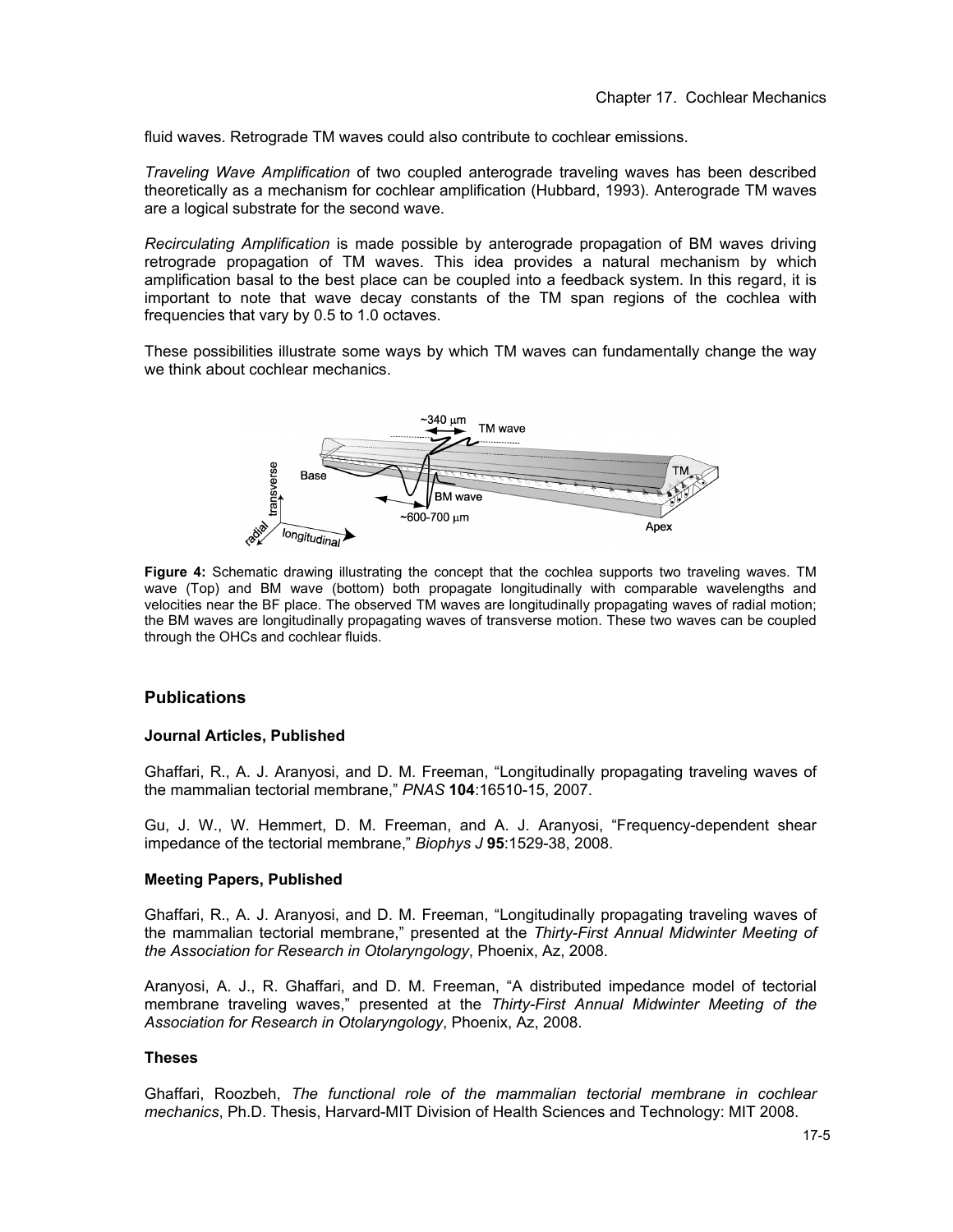fluid waves. Retrograde TM waves could also contribute to cochlear emissions.

*Traveling Wave Amplification* of two coupled anterograde traveling waves has been described theoretically as a mechanism for cochlear amplification (Hubbard, 1993). Anterograde TM waves are a logical substrate for the second wave.

*Recirculating Amplification* is made possible by anterograde propagation of BM waves driving retrograde propagation of TM waves. This idea provides a natural mechanism by which amplification basal to the best place can be coupled into a feedback system. In this regard, it is important to note that wave decay constants of the TM span regions of the cochlea with frequencies that vary by 0.5 to 1.0 octaves.

These possibilities illustrate some ways by which TM waves can fundamentally change the way we think about cochlear mechanics.

~340 μm
TM wave
Base
TM
BM wave
~600-700 μm
Apex
radial
transverse
longitudinal

**Figure 4:** Schematic drawing illustrating the concept that the cochlea supports two traveling waves. TM wave (Top) and BM wave (bottom) both propagate longitudinally with comparable wavelengths and velocities near the BF place. The observed TM waves are longitudinally propagating waves of radial motion; the BM waves are longitudinally propagating waves of transverse motion. These two waves can be coupled through the OHCs and cochlear fluids.

## Publications

### Journal Articles, Published

Ghaffari, R., A. J. Aranyosi, and D. M. Freeman, "Longitudinally propagating traveling waves of the mammalian tectorial membrane," *PNAS* **104**:16510-15, 2007.

Gu, J. W., W. Hemmert, D. M. Freeman, and A. J. Aranyosi, "Frequency-dependent shear impedance of the tectorial membrane," *Biophys J* **95**:1529-38, 2008.

### Meeting Papers, Published

Ghaffari, R., A. J. Aranyosi, and D. M. Freeman, "Longitudinally propagating traveling waves of the mammalian tectorial membrane," presented at the *Thirty-First Annual Midwinter Meeting of the Association for Research in Otolaryngology*, Phoenix, Az, 2008.

Aranyosi, A. J., R. Ghaffari, and D. M. Freeman, "A distributed impedance model of tectorial membrane traveling waves," presented at the *Thirty-First Annual Midwinter Meeting of the Association for Research in Otolaryngology*, Phoenix, Az, 2008.

### Theses

Ghaffari, Roozbeh, *The functional role of the mammalian tectorial membrane in cochlear mechanics*, Ph.D. Thesis, Harvard-MIT Division of Health Sciences and Technology: MIT 2008.